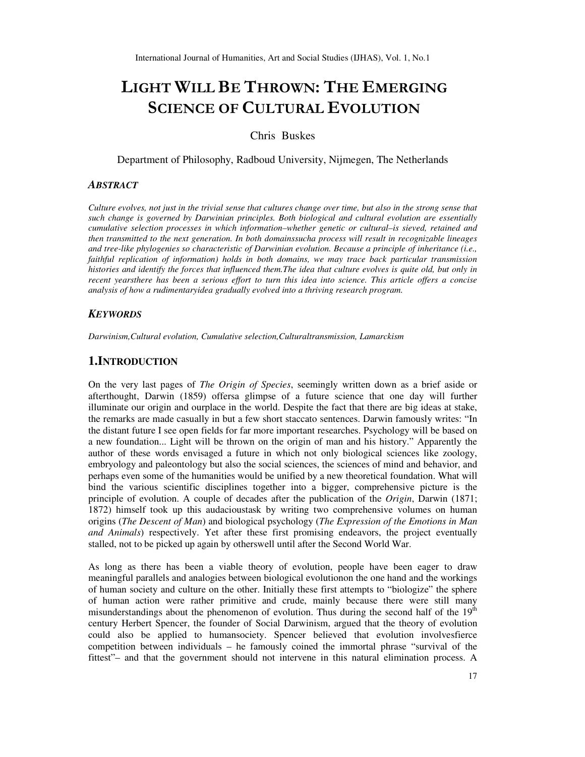# LIGHT WILL BE THROWN: THE EMERGING SCIENCE OF CULTURAL EVOLUTION

Chris Buskes

Department of Philosophy, Radboud University, Nijmegen, The Netherlands

### *ABSTRACT*

*Culture evolves, not just in the trivial sense that cultures change over time, but also in the strong sense that such change is governed by Darwinian principles. Both biological and cultural evolution are essentially cumulative selection processes in which information–whether genetic or cultural–is sieved, retained and then transmitted to the next generation. In both domainssucha process will result in recognizable lineages and tree-like phylogenies so characteristic of Darwinian evolution. Because a principle of inheritance (i.e., faithful replication of information) holds in both domains, we may trace back particular transmission histories and identify the forces that influenced them.The idea that culture evolves is quite old, but only in recent yearsthere has been a serious effort to turn this idea into science. This article offers a concise analysis of how a rudimentaryidea gradually evolved into a thriving research program.*

### *KEYWORDS*

*Darwinism,Cultural evolution, Cumulative selection,Culturaltransmission, Lamarckism*

## 1.INTRODUCTION

On the very last pages of *The Origin of Species*, seemingly written down as a brief aside or afterthought, Darwin (1859) offersa glimpse of a future science that one day will further illuminate our origin and ourplace in the world. Despite the fact that there are big ideas at stake, the remarks are made casually in but a few short staccato sentences. Darwin famously writes: "In the distant future I see open fields for far more important researches. Psychology will be based on a new foundation... Light will be thrown on the origin of man and his history." Apparently the author of these words envisaged a future in which not only biological sciences like zoology, embryology and paleontology but also the social sciences, the sciences of mind and behavior, and perhaps even some of the humanities would be unified by a new theoretical foundation. What will bind the various scientific disciplines together into a bigger, comprehensive picture is the principle of evolution. A couple of decades after the publication of the *Origin*, Darwin (1871; 1872) himself took up this audacioustask by writing two comprehensive volumes on human origins (*The Descent of Man*) and biological psychology (*The Expression of the Emotions in Man and Animals*) respectively. Yet after these first promising endeavors, the project eventually stalled, not to be picked up again by otherswell until after the Second World War.

As long as there has been a viable theory of evolution, people have been eager to draw meaningful parallels and analogies between biological evolutionon the one hand and the workings of human society and culture on the other. Initially these first attempts to "biologize" the sphere of human action were rather primitive and crude, mainly because there were still many misunderstandings about the phenomenon of evolution. Thus during the second half of the 19th century Herbert Spencer, the founder of Social Darwinism, argued that the theory of evolution could also be applied to humansociety. Spencer believed that evolution involvesfierce competition between individuals – he famously coined the immortal phrase "survival of the fittest"– and that the government should not intervene in this natural elimination process. A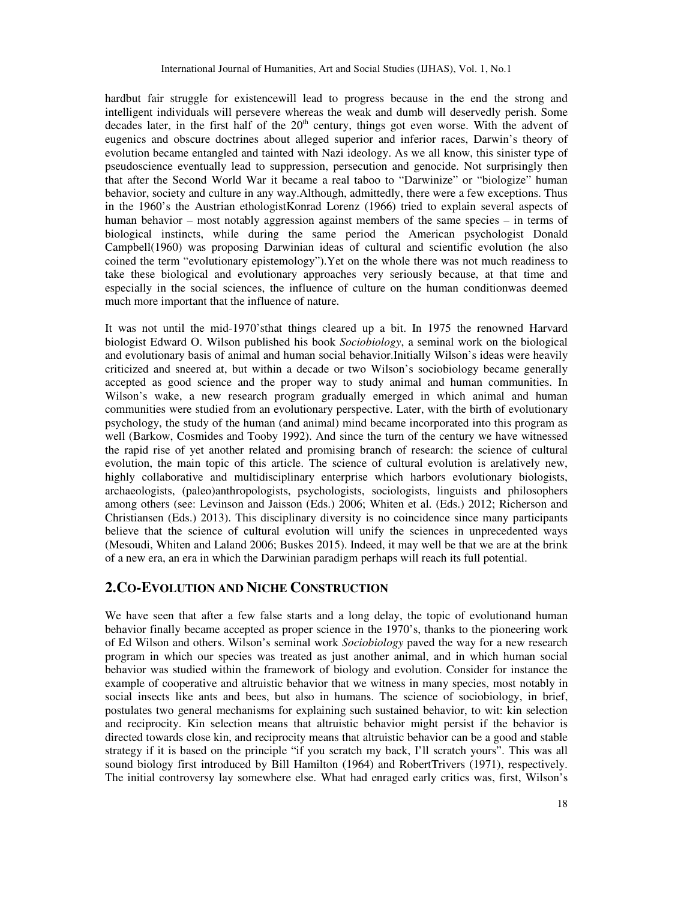hardbut fair struggle for existencewill lead to progress because in the end the strong and intelligent individuals will persevere whereas the weak and dumb will deservedly perish. Some decades later, in the first half of the 20th century, things got even worse. With the advent of eugenics and obscure doctrines about alleged superior and inferior races, Darwin's theory of evolution became entangled and tainted with Nazi ideology. As we all know, this sinister type of pseudoscience eventually lead to suppression, persecution and genocide. Not surprisingly then that after the Second World War it became a real taboo to "Darwinize" or "biologize" human behavior, society and culture in any way.Although, admittedly, there were a few exceptions. Thus in the 1960's the Austrian ethologistKonrad Lorenz (1966) tried to explain several aspects of human behavior – most notably aggression against members of the same species – in terms of biological instincts, while during the same period the American psychologist Donald Campbell(1960) was proposing Darwinian ideas of cultural and scientific evolution (he also coined the term "evolutionary epistemology").Yet on the whole there was not much readiness to take these biological and evolutionary approaches very seriously because, at that time and especially in the social sciences, the influence of culture on the human conditionwas deemed much more important that the influence of nature.

It was not until the mid-1970'sthat things cleared up a bit. In 1975 the renowned Harvard biologist Edward O. Wilson published his book *Sociobiology*, a seminal work on the biological and evolutionary basis of animal and human social behavior.Initially Wilson's ideas were heavily criticized and sneered at, but within a decade or two Wilson's sociobiology became generally accepted as good science and the proper way to study animal and human communities. In Wilson's wake, a new research program gradually emerged in which animal and human communities were studied from an evolutionary perspective. Later, with the birth of evolutionary psychology, the study of the human (and animal) mind became incorporated into this program as well (Barkow, Cosmides and Tooby 1992). And since the turn of the century we have witnessed the rapid rise of yet another related and promising branch of research: the science of cultural evolution, the main topic of this article. The science of cultural evolution is arelatively new, highly collaborative and multidisciplinary enterprise which harbors evolutionary biologists, archaeologists, (paleo)anthropologists, psychologists, sociologists, linguists and philosophers among others (see: Levinson and Jaisson (Eds.) 2006; Whiten et al. (Eds.) 2012; Richerson and Christiansen (Eds.) 2013). This disciplinary diversity is no coincidence since many participants believe that the science of cultural evolution will unify the sciences in unprecedented ways (Mesoudi, Whiten and Laland 2006; Buskes 2015). Indeed, it may well be that we are at the brink of a new era, an era in which the Darwinian paradigm perhaps will reach its full potential.

## 2.CO-EVOLUTION AND NICHE CONSTRUCTION

We have seen that after a few false starts and a long delay, the topic of evolutionand human behavior finally became accepted as proper science in the 1970's, thanks to the pioneering work of Ed Wilson and others. Wilson's seminal work *Sociobiology* paved the way for a new research program in which our species was treated as just another animal, and in which human social behavior was studied within the framework of biology and evolution. Consider for instance the example of cooperative and altruistic behavior that we witness in many species, most notably in social insects like ants and bees, but also in humans. The science of sociobiology, in brief, postulates two general mechanisms for explaining such sustained behavior, to wit: kin selection and reciprocity. Kin selection means that altruistic behavior might persist if the behavior is directed towards close kin, and reciprocity means that altruistic behavior can be a good and stable strategy if it is based on the principle "if you scratch my back, I'll scratch yours". This was all sound biology first introduced by Bill Hamilton (1964) and RobertTrivers (1971), respectively. The initial controversy lay somewhere else. What had enraged early critics was, first, Wilson's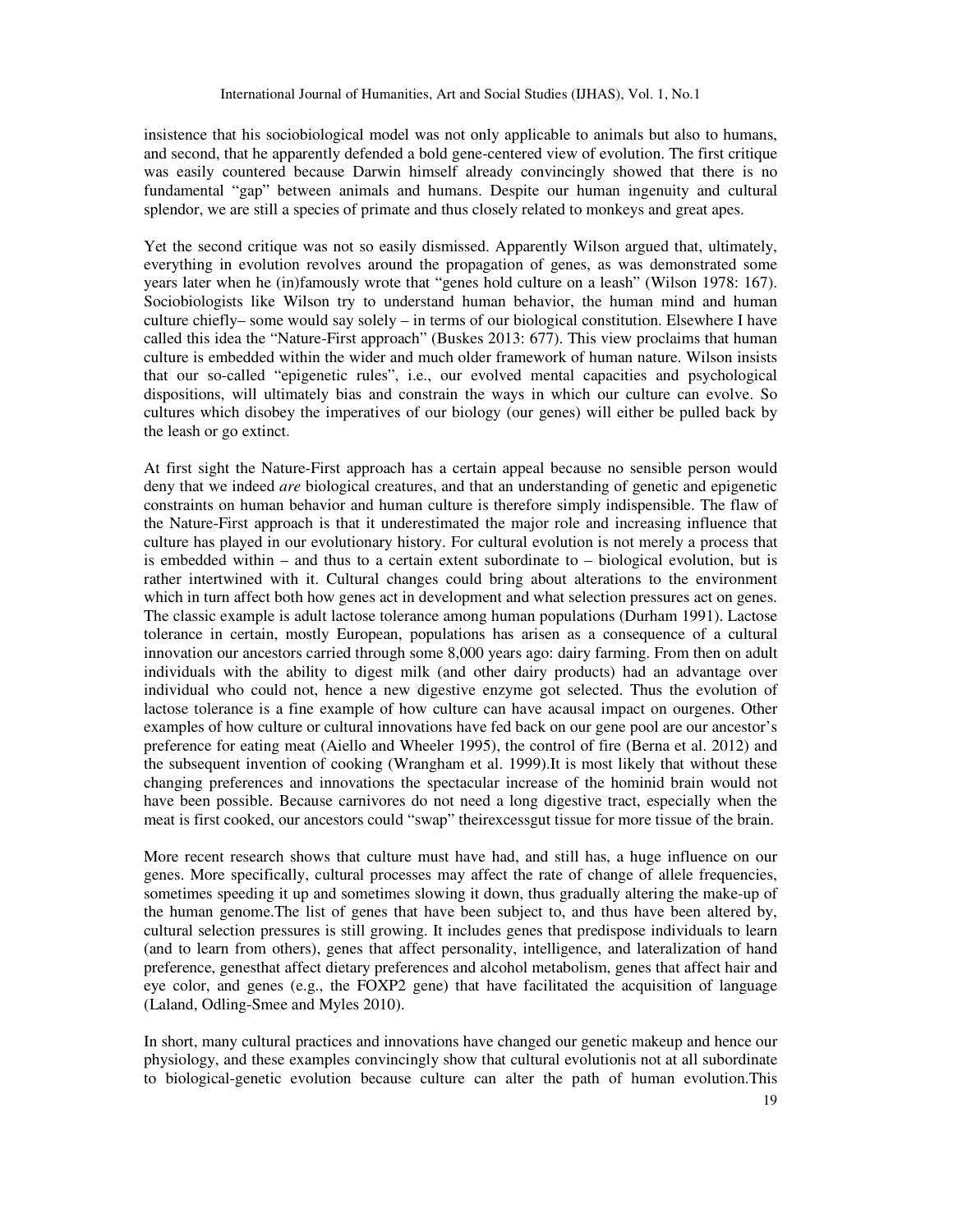insistence that his sociobiological model was not only applicable to animals but also to humans, and second, that he apparently defended a bold gene-centered view of evolution. The first critique was easily countered because Darwin himself already convincingly showed that there is no fundamental "gap" between animals and humans. Despite our human ingenuity and cultural splendor, we are still a species of primate and thus closely related to monkeys and great apes.

Yet the second critique was not so easily dismissed. Apparently Wilson argued that, ultimately, everything in evolution revolves around the propagation of genes, as was demonstrated some years later when he (in)famously wrote that "genes hold culture on a leash" (Wilson 1978: 167). Sociobiologists like Wilson try to understand human behavior, the human mind and human culture chiefly– some would say solely – in terms of our biological constitution. Elsewhere I have called this idea the "Nature-First approach" (Buskes 2013: 677). This view proclaims that human culture is embedded within the wider and much older framework of human nature. Wilson insists that our so-called "epigenetic rules", i.e., our evolved mental capacities and psychological dispositions, will ultimately bias and constrain the ways in which our culture can evolve. So cultures which disobey the imperatives of our biology (our genes) will either be pulled back by the leash or go extinct.

At first sight the Nature-First approach has a certain appeal because no sensible person would deny that we indeed *are* biological creatures, and that an understanding of genetic and epigenetic constraints on human behavior and human culture is therefore simply indispensible. The flaw of the Nature-First approach is that it underestimated the major role and increasing influence that culture has played in our evolutionary history. For cultural evolution is not merely a process that is embedded within – and thus to a certain extent subordinate to – biological evolution, but is rather intertwined with it. Cultural changes could bring about alterations to the environment which in turn affect both how genes act in development and what selection pressures act on genes. The classic example is adult lactose tolerance among human populations (Durham 1991). Lactose tolerance in certain, mostly European, populations has arisen as a consequence of a cultural innovation our ancestors carried through some 8,000 years ago: dairy farming. From then on adult individuals with the ability to digest milk (and other dairy products) had an advantage over individual who could not, hence a new digestive enzyme got selected. Thus the evolution of lactose tolerance is a fine example of how culture can have acausal impact on ourgenes. Other examples of how culture or cultural innovations have fed back on our gene pool are our ancestor's preference for eating meat (Aiello and Wheeler 1995), the control of fire (Berna et al. 2012) and the subsequent invention of cooking (Wrangham et al. 1999).It is most likely that without these changing preferences and innovations the spectacular increase of the hominid brain would not have been possible. Because carnivores do not need a long digestive tract, especially when the meat is first cooked, our ancestors could "swap" theirexcessgut tissue for more tissue of the brain.

More recent research shows that culture must have had, and still has, a huge influence on our genes. More specifically, cultural processes may affect the rate of change of allele frequencies, sometimes speeding it up and sometimes slowing it down, thus gradually altering the make-up of the human genome.The list of genes that have been subject to, and thus have been altered by, cultural selection pressures is still growing. It includes genes that predispose individuals to learn (and to learn from others), genes that affect personality, intelligence, and lateralization of hand preference, genesthat affect dietary preferences and alcohol metabolism, genes that affect hair and eye color, and genes (e.g., the FOXP2 gene) that have facilitated the acquisition of language (Laland, Odling-Smee and Myles 2010).

In short, many cultural practices and innovations have changed our genetic makeup and hence our physiology, and these examples convincingly show that cultural evolutionis not at all subordinate to biological-genetic evolution because culture can alter the path of human evolution.This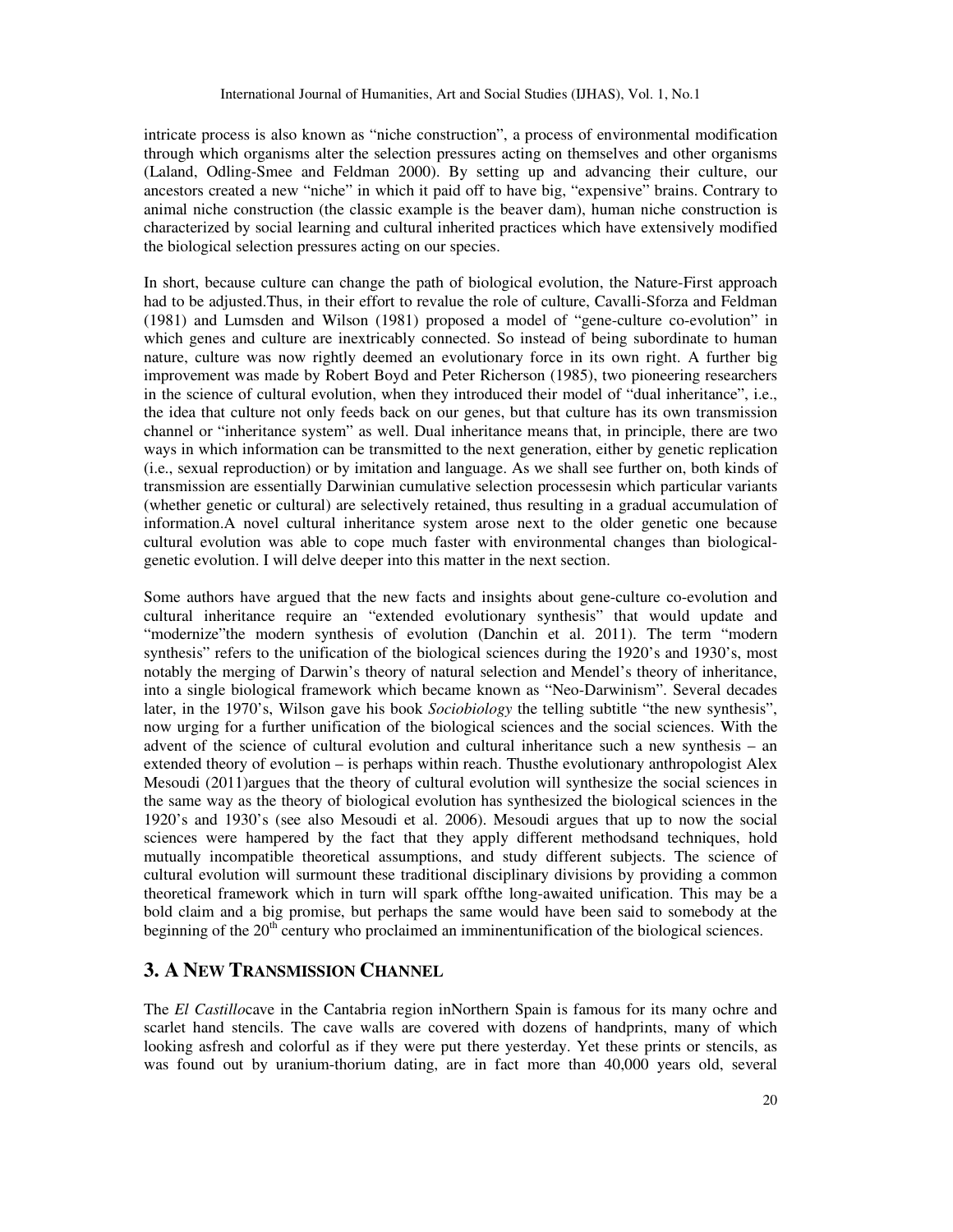intricate process is also known as "niche construction", a process of environmental modification through which organisms alter the selection pressures acting on themselves and other organisms (Laland, Odling-Smee and Feldman 2000). By setting up and advancing their culture, our ancestors created a new "niche" in which it paid off to have big, "expensive" brains. Contrary to animal niche construction (the classic example is the beaver dam), human niche construction is characterized by social learning and cultural inherited practices which have extensively modified the biological selection pressures acting on our species.

In short, because culture can change the path of biological evolution, the Nature-First approach had to be adjusted.Thus, in their effort to revalue the role of culture, Cavalli-Sforza and Feldman (1981) and Lumsden and Wilson (1981) proposed a model of "gene-culture co-evolution" in which genes and culture are inextricably connected. So instead of being subordinate to human nature, culture was now rightly deemed an evolutionary force in its own right. A further big improvement was made by Robert Boyd and Peter Richerson (1985), two pioneering researchers in the science of cultural evolution, when they introduced their model of "dual inheritance", i.e., the idea that culture not only feeds back on our genes, but that culture has its own transmission channel or "inheritance system" as well. Dual inheritance means that, in principle, there are two ways in which information can be transmitted to the next generation, either by genetic replication (i.e., sexual reproduction) or by imitation and language. As we shall see further on, both kinds of transmission are essentially Darwinian cumulative selection processesin which particular variants (whether genetic or cultural) are selectively retained, thus resulting in a gradual accumulation of information.A novel cultural inheritance system arose next to the older genetic one because cultural evolution was able to cope much faster with environmental changes than biological-genetic evolution. I will delve deeper into this matter in the next section.

Some authors have argued that the new facts and insights about gene-culture co-evolution and cultural inheritance require an "extended evolutionary synthesis" that would update and "modernize"the modern synthesis of evolution (Danchin et al. 2011). The term "modern synthesis" refers to the unification of the biological sciences during the 1920's and 1930's, most notably the merging of Darwin's theory of natural selection and Mendel's theory of inheritance, into a single biological framework which became known as "Neo-Darwinism". Several decades later, in the 1970's, Wilson gave his book *Sociobiology* the telling subtitle "the new synthesis", now urging for a further unification of the biological sciences and the social sciences. With the advent of the science of cultural evolution and cultural inheritance such a new synthesis – an extended theory of evolution – is perhaps within reach. Thusthe evolutionary anthropologist Alex Mesoudi (2011)argues that the theory of cultural evolution will synthesize the social sciences in the same way as the theory of biological evolution has synthesized the biological sciences in the 1920's and 1930's (see also Mesoudi et al. 2006). Mesoudi argues that up to now the social sciences were hampered by the fact that they apply different methodsand techniques, hold mutually incompatible theoretical assumptions, and study different subjects. The science of cultural evolution will surmount these traditional disciplinary divisions by providing a common theoretical framework which in turn will spark offthe long-awaited unification. This may be a bold claim and a big promise, but perhaps the same would have been said to somebody at the beginning of the 20th century who proclaimed an imminentunification of the biological sciences.

## 3. A New Transmission Channel

The *El Castillo*cave in the Cantabria region inNorthern Spain is famous for its many ochre and scarlet hand stencils. The cave walls are covered with dozens of handprints, many of which looking asfresh and colorful as if they were put there yesterday. Yet these prints or stencils, as was found out by uranium-thorium dating, are in fact more than 40,000 years old, several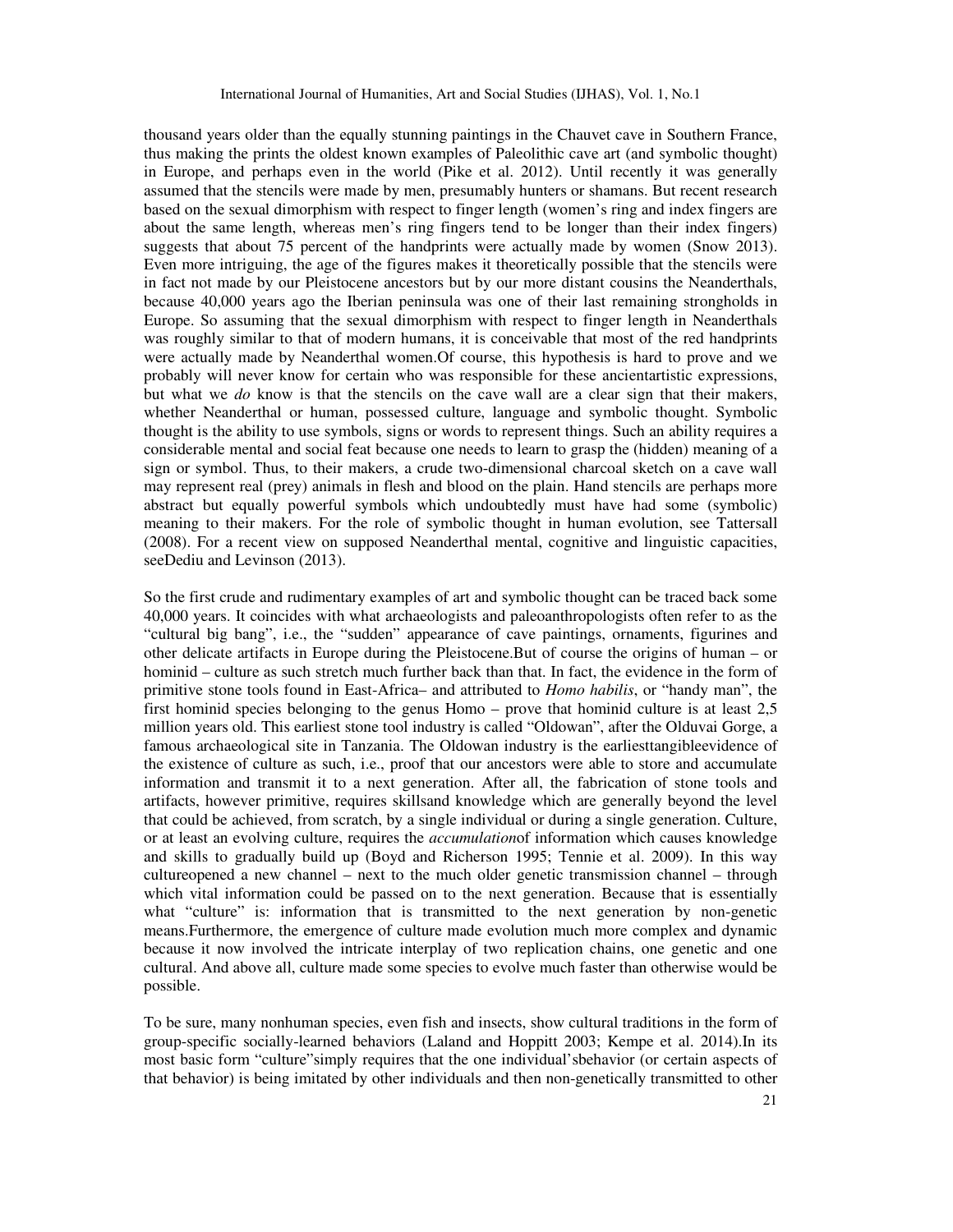thousand years older than the equally stunning paintings in the Chauvet cave in Southern France, thus making the prints the oldest known examples of Paleolithic cave art (and symbolic thought) in Europe, and perhaps even in the world (Pike et al. 2012). Until recently it was generally assumed that the stencils were made by men, presumably hunters or shamans. But recent research based on the sexual dimorphism with respect to finger length (women's ring and index fingers are about the same length, whereas men's ring fingers tend to be longer than their index fingers) suggests that about 75 percent of the handprints were actually made by women (Snow 2013). Even more intriguing, the age of the figures makes it theoretically possible that the stencils were in fact not made by our Pleistocene ancestors but by our more distant cousins the Neanderthals, because 40,000 years ago the Iberian peninsula was one of their last remaining strongholds in Europe. So assuming that the sexual dimorphism with respect to finger length in Neanderthals was roughly similar to that of modern humans, it is conceivable that most of the red handprints were actually made by Neanderthal women.Of course, this hypothesis is hard to prove and we probably will never know for certain who was responsible for these ancientartistic expressions, but what we *do* know is that the stencils on the cave wall are a clear sign that their makers, whether Neanderthal or human, possessed culture, language and symbolic thought. Symbolic thought is the ability to use symbols, signs or words to represent things. Such an ability requires a considerable mental and social feat because one needs to learn to grasp the (hidden) meaning of a sign or symbol. Thus, to their makers, a crude two-dimensional charcoal sketch on a cave wall may represent real (prey) animals in flesh and blood on the plain. Hand stencils are perhaps more abstract but equally powerful symbols which undoubtedly must have had some (symbolic) meaning to their makers. For the role of symbolic thought in human evolution, see Tattersall (2008). For a recent view on supposed Neanderthal mental, cognitive and linguistic capacities, seeDediu and Levinson (2013).

So the first crude and rudimentary examples of art and symbolic thought can be traced back some 40,000 years. It coincides with what archaeologists and paleoanthropologists often refer to as the "cultural big bang", i.e., the "sudden" appearance of cave paintings, ornaments, figurines and other delicate artifacts in Europe during the Pleistocene.But of course the origins of human – or hominid – culture as such stretch much further back than that. In fact, the evidence in the form of primitive stone tools found in East-Africa– and attributed to *Homo habilis*, or "handy man", the first hominid species belonging to the genus Homo – prove that hominid culture is at least 2,5 million years old. This earliest stone tool industry is called "Oldowan", after the Olduvai Gorge, a famous archaeological site in Tanzania. The Oldowan industry is the earliesttangibleevidence of the existence of culture as such, i.e., proof that our ancestors were able to store and accumulate information and transmit it to a next generation. After all, the fabrication of stone tools and artifacts, however primitive, requires skillsand knowledge which are generally beyond the level that could be achieved, from scratch, by a single individual or during a single generation. Culture, or at least an evolving culture, requires the *accumulation*of information which causes knowledge and skills to gradually build up (Boyd and Richerson 1995; Tennie et al. 2009). In this way cultureopened a new channel – next to the much older genetic transmission channel – through which vital information could be passed on to the next generation. Because that is essentially what "culture" is: information that is transmitted to the next generation by non-genetic means.Furthermore, the emergence of culture made evolution much more complex and dynamic because it now involved the intricate interplay of two replication chains, one genetic and one cultural. And above all, culture made some species to evolve much faster than otherwise would be possible.

To be sure, many nonhuman species, even fish and insects, show cultural traditions in the form of group-specific socially-learned behaviors (Laland and Hoppitt 2003; Kempe et al. 2014).In its most basic form "culture"simply requires that the one individual'sbehavior (or certain aspects of that behavior) is being imitated by other individuals and then non-genetically transmitted to other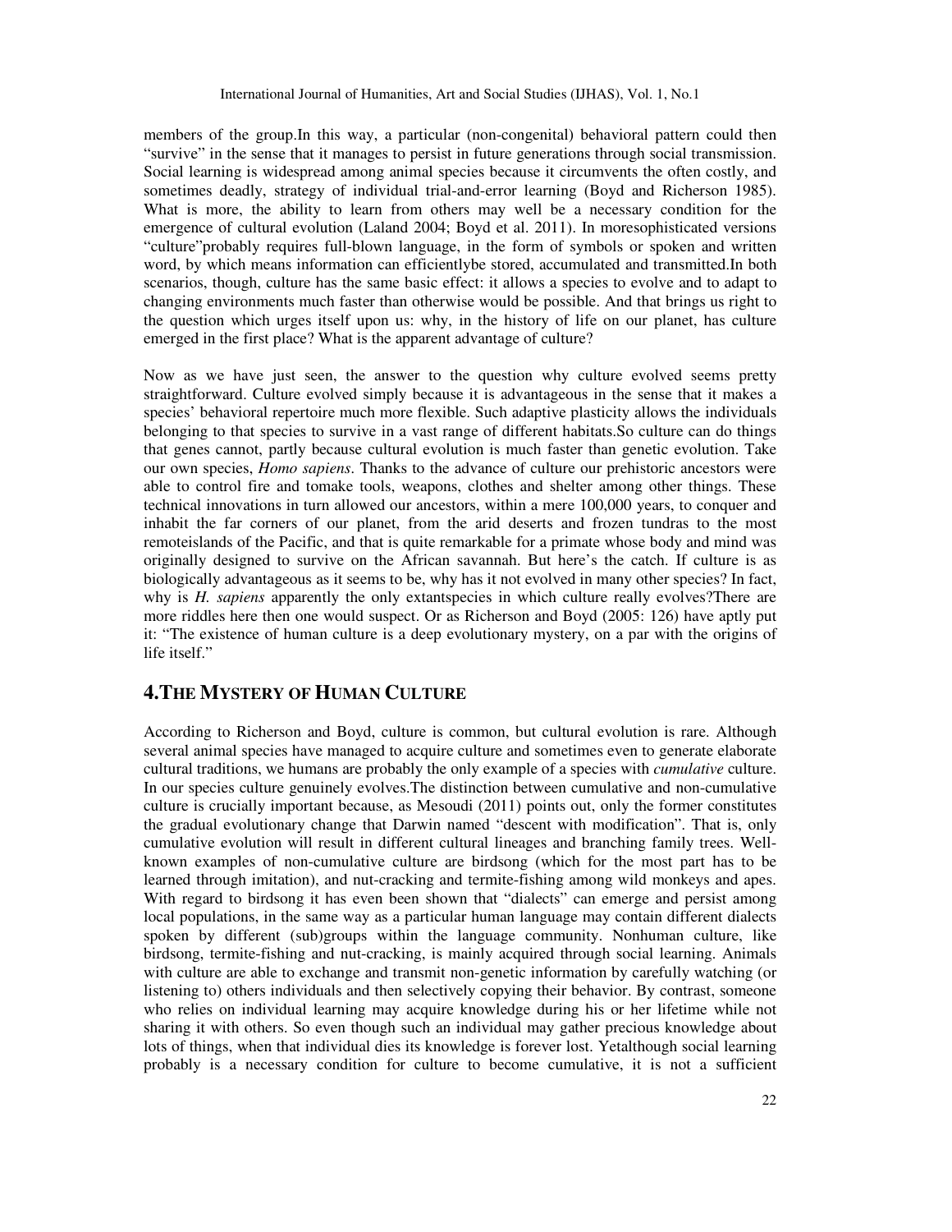members of the group.In this way, a particular (non-congenital) behavioral pattern could then "survive" in the sense that it manages to persist in future generations through social transmission. Social learning is widespread among animal species because it circumvents the often costly, and sometimes deadly, strategy of individual trial-and-error learning (Boyd and Richerson 1985). What is more, the ability to learn from others may well be a necessary condition for the emergence of cultural evolution (Laland 2004; Boyd et al. 2011). In moresophisticated versions "culture"probably requires full-blown language, in the form of symbols or spoken and written word, by which means information can efficientlybe stored, accumulated and transmitted.In both scenarios, though, culture has the same basic effect: it allows a species to evolve and to adapt to changing environments much faster than otherwise would be possible. And that brings us right to the question which urges itself upon us: why, in the history of life on our planet, has culture emerged in the first place? What is the apparent advantage of culture?

Now as we have just seen, the answer to the question why culture evolved seems pretty straightforward. Culture evolved simply because it is advantageous in the sense that it makes a species' behavioral repertoire much more flexible. Such adaptive plasticity allows the individuals belonging to that species to survive in a vast range of different habitats.So culture can do things that genes cannot, partly because cultural evolution is much faster than genetic evolution. Take our own species, *Homo sapiens*. Thanks to the advance of culture our prehistoric ancestors were able to control fire and tomake tools, weapons, clothes and shelter among other things. These technical innovations in turn allowed our ancestors, within a mere 100,000 years, to conquer and inhabit the far corners of our planet, from the arid deserts and frozen tundras to the most remoteislands of the Pacific, and that is quite remarkable for a primate whose body and mind was originally designed to survive on the African savannah. But here's the catch. If culture is as biologically advantageous as it seems to be, why has it not evolved in many other species? In fact, why is *H. sapiens* apparently the only extantspecies in which culture really evolves?There are more riddles here then one would suspect. Or as Richerson and Boyd (2005: 126) have aptly put it: "The existence of human culture is a deep evolutionary mystery, on a par with the origins of life itself."

## 4.THE MYSTERY OF HUMAN CULTURE

According to Richerson and Boyd, culture is common, but cultural evolution is rare. Although several animal species have managed to acquire culture and sometimes even to generate elaborate cultural traditions, we humans are probably the only example of a species with *cumulative* culture. In our species culture genuinely evolves.The distinction between cumulative and non-cumulative culture is crucially important because, as Mesoudi (2011) points out, only the former constitutes the gradual evolutionary change that Darwin named "descent with modification". That is, only cumulative evolution will result in different cultural lineages and branching family trees. Well-known examples of non-cumulative culture are birdsong (which for the most part has to be learned through imitation), and nut-cracking and termite-fishing among wild monkeys and apes. With regard to birdsong it has even been shown that "dialects" can emerge and persist among local populations, in the same way as a particular human language may contain different dialects spoken by different (sub)groups within the language community. Nonhuman culture, like birdsong, termite-fishing and nut-cracking, is mainly acquired through social learning. Animals with culture are able to exchange and transmit non-genetic information by carefully watching (or listening to) others individuals and then selectively copying their behavior. By contrast, someone who relies on individual learning may acquire knowledge during his or her lifetime while not sharing it with others. So even though such an individual may gather precious knowledge about lots of things, when that individual dies its knowledge is forever lost. Yetalthough social learning probably is a necessary condition for culture to become cumulative, it is not a sufficient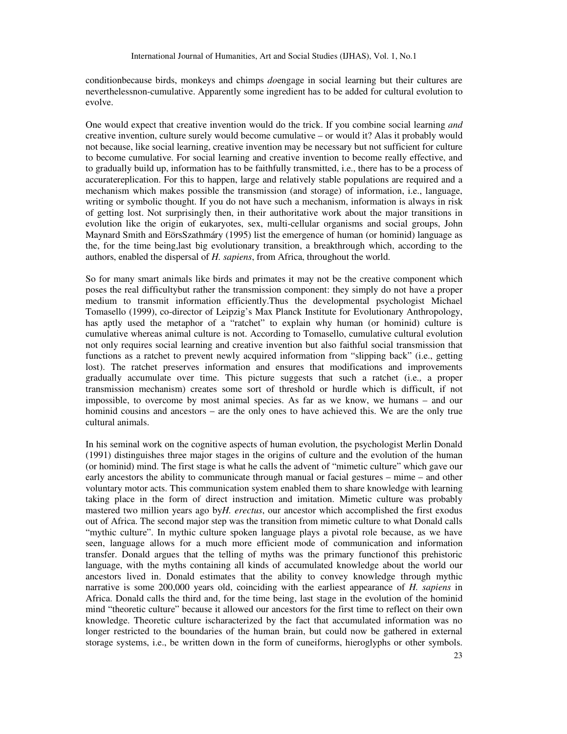conditionbecause birds, monkeys and chimps *do*engage in social learning but their cultures are neverthelessnon-cumulative. Apparently some ingredient has to be added for cultural evolution to evolve.

One would expect that creative invention would do the trick. If you combine social learning *and* creative invention, culture surely would become cumulative – or would it? Alas it probably would not because, like social learning, creative invention may be necessary but not sufficient for culture to become cumulative. For social learning and creative invention to become really effective, and to gradually build up, information has to be faithfully transmitted, i.e., there has to be a process of accuratereplication. For this to happen, large and relatively stable populations are required and a mechanism which makes possible the transmission (and storage) of information, i.e., language, writing or symbolic thought. If you do not have such a mechanism, information is always in risk of getting lost. Not surprisingly then, in their authoritative work about the major transitions in evolution like the origin of eukaryotes, sex, multi-cellular organisms and social groups, John Maynard Smith and EörsSzathmáry (1995) list the emergence of human (or hominid) language as the, for the time being,last big evolutionary transition, a breakthrough which, according to the authors, enabled the dispersal of *H. sapiens*, from Africa, throughout the world.

So for many smart animals like birds and primates it may not be the creative component which poses the real difficultybut rather the transmission component: they simply do not have a proper medium to transmit information efficiently.Thus the developmental psychologist Michael Tomasello (1999), co-director of Leipzig's Max Planck Institute for Evolutionary Anthropology, has aptly used the metaphor of a "ratchet" to explain why human (or hominid) culture is cumulative whereas animal culture is not. According to Tomasello, cumulative cultural evolution not only requires social learning and creative invention but also faithful social transmission that functions as a ratchet to prevent newly acquired information from "slipping back" (i.e., getting lost). The ratchet preserves information and ensures that modifications and improvements gradually accumulate over time. This picture suggests that such a ratchet (i.e., a proper transmission mechanism) creates some sort of threshold or hurdle which is difficult, if not impossible, to overcome by most animal species. As far as we know, we humans – and our hominid cousins and ancestors – are the only ones to have achieved this. We are the only true cultural animals.

In his seminal work on the cognitive aspects of human evolution, the psychologist Merlin Donald (1991) distinguishes three major stages in the origins of culture and the evolution of the human (or hominid) mind. The first stage is what he calls the advent of "mimetic culture" which gave our early ancestors the ability to communicate through manual or facial gestures – mime – and other voluntary motor acts. This communication system enabled them to share knowledge with learning taking place in the form of direct instruction and imitation. Mimetic culture was probably mastered two million years ago by*H. erectus*, our ancestor which accomplished the first exodus out of Africa. The second major step was the transition from mimetic culture to what Donald calls "mythic culture". In mythic culture spoken language plays a pivotal role because, as we have seen, language allows for a much more efficient mode of communication and information transfer. Donald argues that the telling of myths was the primary functionof this prehistoric language, with the myths containing all kinds of accumulated knowledge about the world our ancestors lived in. Donald estimates that the ability to convey knowledge through mythic narrative is some 200,000 years old, coinciding with the earliest appearance of *H. sapiens* in Africa. Donald calls the third and, for the time being, last stage in the evolution of the hominid mind "theoretic culture" because it allowed our ancestors for the first time to reflect on their own knowledge. Theoretic culture ischaracterized by the fact that accumulated information was no longer restricted to the boundaries of the human brain, but could now be gathered in external storage systems, i.e., be written down in the form of cuneiforms, hieroglyphs or other symbols.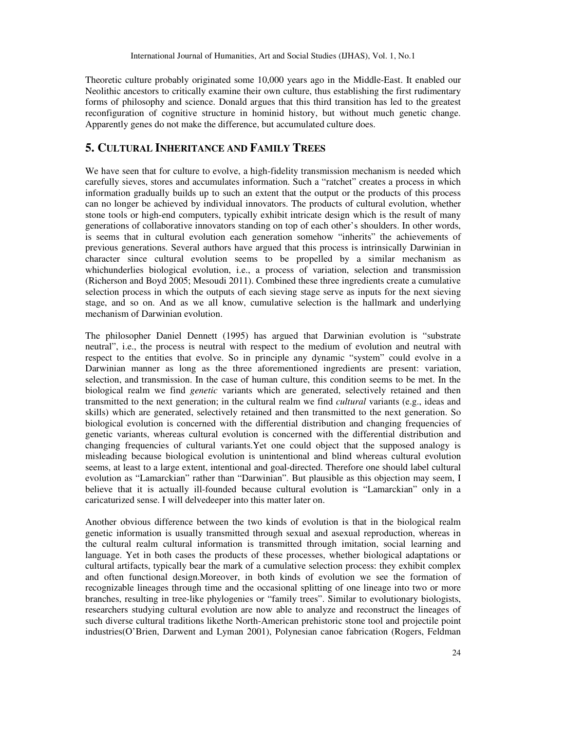Theoretic culture probably originated some 10,000 years ago in the Middle-East. It enabled our Neolithic ancestors to critically examine their own culture, thus establishing the first rudimentary forms of philosophy and science. Donald argues that this third transition has led to the greatest reconfiguration of cognitive structure in hominid history, but without much genetic change. Apparently genes do not make the difference, but accumulated culture does.

## 5. Cultural Inheritance and Family Trees

We have seen that for culture to evolve, a high-fidelity transmission mechanism is needed which carefully sieves, stores and accumulates information. Such a "ratchet" creates a process in which information gradually builds up to such an extent that the output or the products of this process can no longer be achieved by individual innovators. The products of cultural evolution, whether stone tools or high-end computers, typically exhibit intricate design which is the result of many generations of collaborative innovators standing on top of each other's shoulders. In other words, is seems that in cultural evolution each generation somehow "inherits" the achievements of previous generations. Several authors have argued that this process is intrinsically Darwinian in character since cultural evolution seems to be propelled by a similar mechanism as whichunderlies biological evolution, i.e., a process of variation, selection and transmission (Richerson and Boyd 2005; Mesoudi 2011). Combined these three ingredients create a cumulative selection process in which the outputs of each sieving stage serve as inputs for the next sieving stage, and so on. And as we all know, cumulative selection is the hallmark and underlying mechanism of Darwinian evolution.

The philosopher Daniel Dennett (1995) has argued that Darwinian evolution is "substrate neutral", i.e., the process is neutral with respect to the medium of evolution and neutral with respect to the entities that evolve. So in principle any dynamic "system" could evolve in a Darwinian manner as long as the three aforementioned ingredients are present: variation, selection, and transmission. In the case of human culture, this condition seems to be met. In the biological realm we find *genetic* variants which are generated, selectively retained and then transmitted to the next generation; in the cultural realm we find *cultural* variants (e.g., ideas and skills) which are generated, selectively retained and then transmitted to the next generation. So biological evolution is concerned with the differential distribution and changing frequencies of genetic variants, whereas cultural evolution is concerned with the differential distribution and changing frequencies of cultural variants.Yet one could object that the supposed analogy is misleading because biological evolution is unintentional and blind whereas cultural evolution seems, at least to a large extent, intentional and goal-directed. Therefore one should label cultural evolution as "Lamarckian" rather than "Darwinian". But plausible as this objection may seem, I believe that it is actually ill-founded because cultural evolution is "Lamarckian" only in a caricaturized sense. I will delvedeeper into this matter later on.

Another obvious difference between the two kinds of evolution is that in the biological realm genetic information is usually transmitted through sexual and asexual reproduction, whereas in the cultural realm cultural information is transmitted through imitation, social learning and language. Yet in both cases the products of these processes, whether biological adaptations or cultural artifacts, typically bear the mark of a cumulative selection process: they exhibit complex and often functional design.Moreover, in both kinds of evolution we see the formation of recognizable lineages through time and the occasional splitting of one lineage into two or more branches, resulting in tree-like phylogenies or "family trees". Similar to evolutionary biologists, researchers studying cultural evolution are now able to analyze and reconstruct the lineages of such diverse cultural traditions likethe North-American prehistoric stone tool and projectile point industries(O'Brien, Darwent and Lyman 2001), Polynesian canoe fabrication (Rogers, Feldman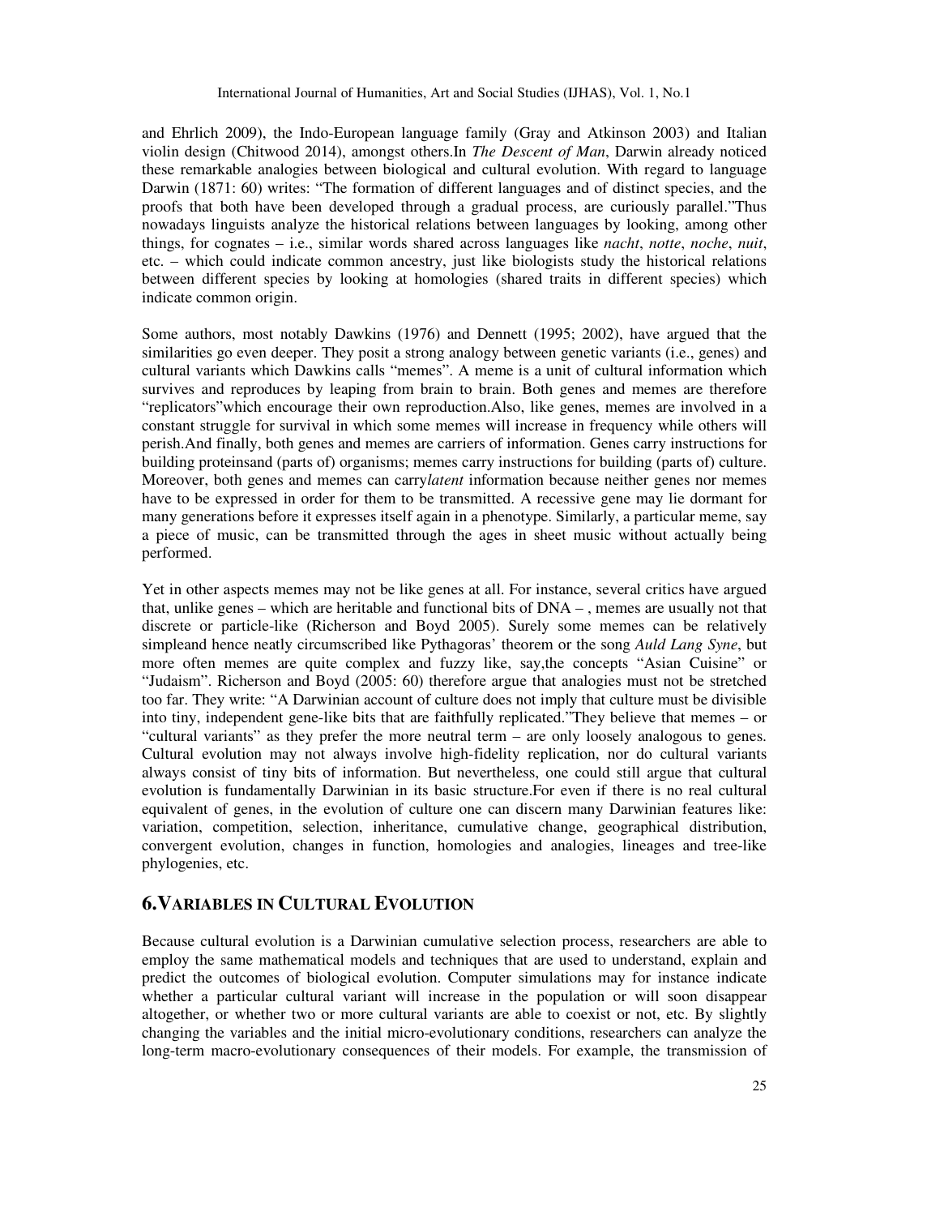and Ehrlich 2009), the Indo-European language family (Gray and Atkinson 2003) and Italian violin design (Chitwood 2014), amongst others.In *The Descent of Man*, Darwin already noticed these remarkable analogies between biological and cultural evolution. With regard to language Darwin (1871: 60) writes: "The formation of different languages and of distinct species, and the proofs that both have been developed through a gradual process, are curiously parallel."Thus nowadays linguists analyze the historical relations between languages by looking, among other things, for cognates – i.e., similar words shared across languages like *nacht*, *notte*, *noche*, *nuit*, etc. – which could indicate common ancestry, just like biologists study the historical relations between different species by looking at homologies (shared traits in different species) which indicate common origin.

Some authors, most notably Dawkins (1976) and Dennett (1995; 2002), have argued that the similarities go even deeper. They posit a strong analogy between genetic variants (i.e., genes) and cultural variants which Dawkins calls "memes". A meme is a unit of cultural information which survives and reproduces by leaping from brain to brain. Both genes and memes are therefore "replicators"which encourage their own reproduction.Also, like genes, memes are involved in a constant struggle for survival in which some memes will increase in frequency while others will perish.And finally, both genes and memes are carriers of information. Genes carry instructions for building proteinsand (parts of) organisms; memes carry instructions for building (parts of) culture. Moreover, both genes and memes can carry*latent* information because neither genes nor memes have to be expressed in order for them to be transmitted. A recessive gene may lie dormant for many generations before it expresses itself again in a phenotype. Similarly, a particular meme, say a piece of music, can be transmitted through the ages in sheet music without actually being performed.

Yet in other aspects memes may not be like genes at all. For instance, several critics have argued that, unlike genes – which are heritable and functional bits of DNA – , memes are usually not that discrete or particle-like (Richerson and Boyd 2005). Surely some memes can be relatively simpleand hence neatly circumscribed like Pythagoras' theorem or the song *Auld Lang Syne*, but more often memes are quite complex and fuzzy like, say,the concepts "Asian Cuisine" or "Judaism". Richerson and Boyd (2005: 60) therefore argue that analogies must not be stretched too far. They write: "A Darwinian account of culture does not imply that culture must be divisible into tiny, independent gene-like bits that are faithfully replicated."They believe that memes – or "cultural variants" as they prefer the more neutral term – are only loosely analogous to genes. Cultural evolution may not always involve high-fidelity replication, nor do cultural variants always consist of tiny bits of information. But nevertheless, one could still argue that cultural evolution is fundamentally Darwinian in its basic structure.For even if there is no real cultural equivalent of genes, in the evolution of culture one can discern many Darwinian features like: variation, competition, selection, inheritance, cumulative change, geographical distribution, convergent evolution, changes in function, homologies and analogies, lineages and tree-like phylogenies, etc.

## 6.Variables in Cultural Evolution

Because cultural evolution is a Darwinian cumulative selection process, researchers are able to employ the same mathematical models and techniques that are used to understand, explain and predict the outcomes of biological evolution. Computer simulations may for instance indicate whether a particular cultural variant will increase in the population or will soon disappear altogether, or whether two or more cultural variants are able to coexist or not, etc. By slightly changing the variables and the initial micro-evolutionary conditions, researchers can analyze the long-term macro-evolutionary consequences of their models. For example, the transmission of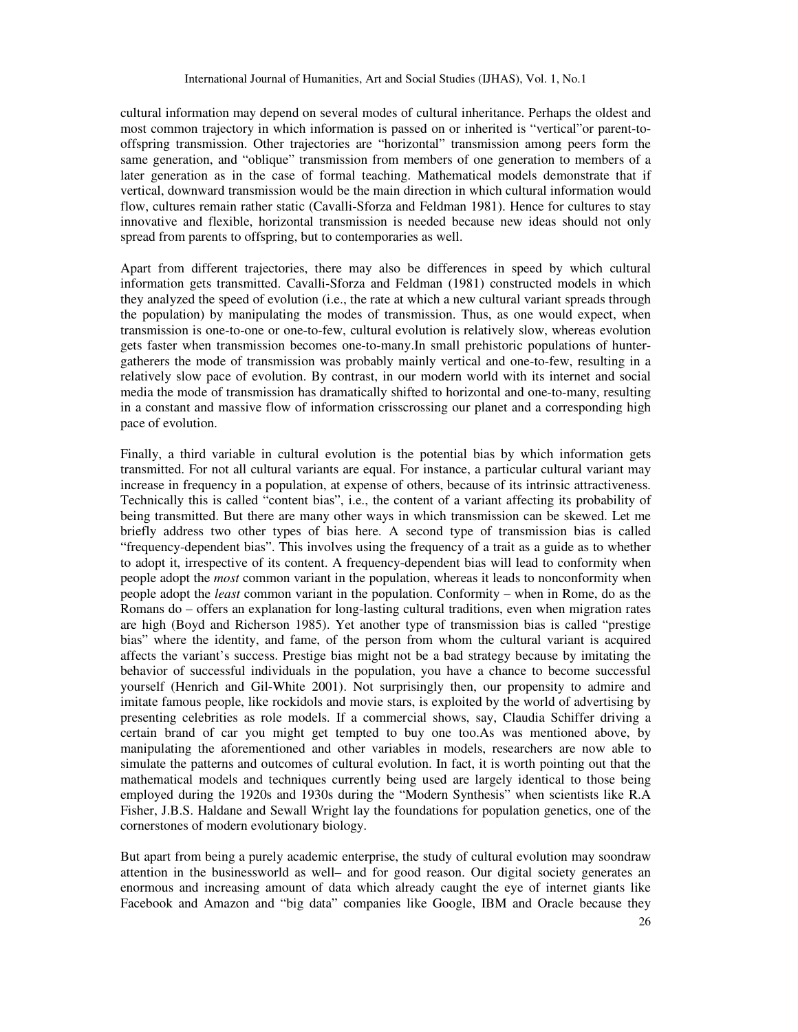cultural information may depend on several modes of cultural inheritance. Perhaps the oldest and most common trajectory in which information is passed on or inherited is "vertical"or parent-to-offspring transmission. Other trajectories are "horizontal" transmission among peers form the same generation, and "oblique" transmission from members of one generation to members of a later generation as in the case of formal teaching. Mathematical models demonstrate that if vertical, downward transmission would be the main direction in which cultural information would flow, cultures remain rather static (Cavalli-Sforza and Feldman 1981). Hence for cultures to stay innovative and flexible, horizontal transmission is needed because new ideas should not only spread from parents to offspring, but to contemporaries as well.

Apart from different trajectories, there may also be differences in speed by which cultural information gets transmitted. Cavalli-Sforza and Feldman (1981) constructed models in which they analyzed the speed of evolution (i.e., the rate at which a new cultural variant spreads through the population) by manipulating the modes of transmission. Thus, as one would expect, when transmission is one-to-one or one-to-few, cultural evolution is relatively slow, whereas evolution gets faster when transmission becomes one-to-many.In small prehistoric populations of hunter-gatherers the mode of transmission was probably mainly vertical and one-to-few, resulting in a relatively slow pace of evolution. By contrast, in our modern world with its internet and social media the mode of transmission has dramatically shifted to horizontal and one-to-many, resulting in a constant and massive flow of information crisscrossing our planet and a corresponding high pace of evolution.

Finally, a third variable in cultural evolution is the potential bias by which information gets transmitted. For not all cultural variants are equal. For instance, a particular cultural variant may increase in frequency in a population, at expense of others, because of its intrinsic attractiveness. Technically this is called "content bias", i.e., the content of a variant affecting its probability of being transmitted. But there are many other ways in which transmission can be skewed. Let me briefly address two other types of bias here. A second type of transmission bias is called "frequency-dependent bias". This involves using the frequency of a trait as a guide as to whether to adopt it, irrespective of its content. A frequency-dependent bias will lead to conformity when people adopt the *most* common variant in the population, whereas it leads to nonconformity when people adopt the *least* common variant in the population. Conformity – when in Rome, do as the Romans do – offers an explanation for long-lasting cultural traditions, even when migration rates are high (Boyd and Richerson 1985). Yet another type of transmission bias is called "prestige bias" where the identity, and fame, of the person from whom the cultural variant is acquired affects the variant's success. Prestige bias might not be a bad strategy because by imitating the behavior of successful individuals in the population, you have a chance to become successful yourself (Henrich and Gil-White 2001). Not surprisingly then, our propensity to admire and imitate famous people, like rockidols and movie stars, is exploited by the world of advertising by presenting celebrities as role models. If a commercial shows, say, Claudia Schiffer driving a certain brand of car you might get tempted to buy one too.As was mentioned above, by manipulating the aforementioned and other variables in models, researchers are now able to simulate the patterns and outcomes of cultural evolution. In fact, it is worth pointing out that the mathematical models and techniques currently being used are largely identical to those being employed during the 1920s and 1930s during the "Modern Synthesis" when scientists like R.A Fisher, J.B.S. Haldane and Sewall Wright lay the foundations for population genetics, one of the cornerstones of modern evolutionary biology.

But apart from being a purely academic enterprise, the study of cultural evolution may soondraw attention in the businessworld as well– and for good reason. Our digital society generates an enormous and increasing amount of data which already caught the eye of internet giants like Facebook and Amazon and "big data" companies like Google, IBM and Oracle because they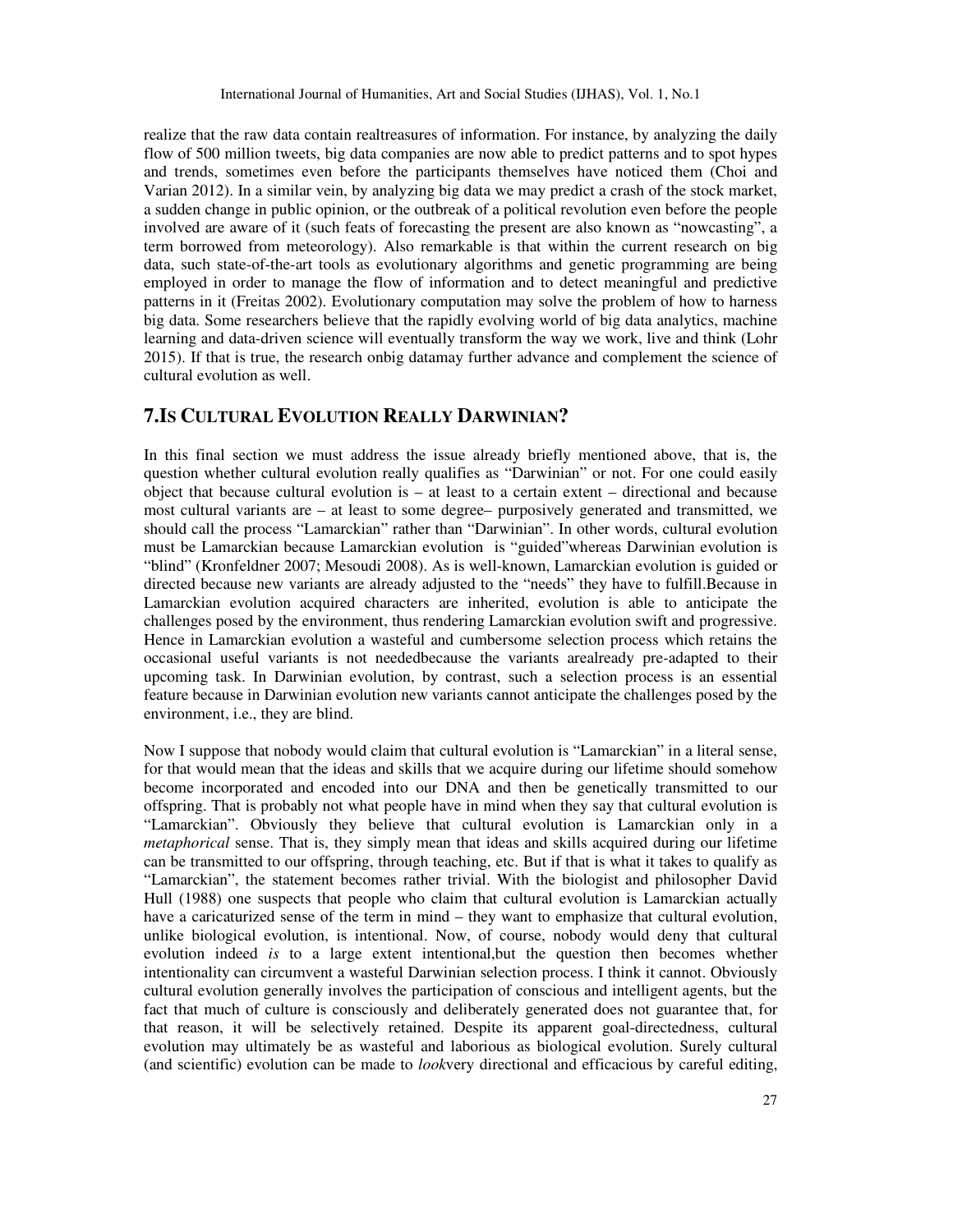realize that the raw data contain realtreasures of information. For instance, by analyzing the daily flow of 500 million tweets, big data companies are now able to predict patterns and to spot hypes and trends, sometimes even before the participants themselves have noticed them (Choi and Varian 2012). In a similar vein, by analyzing big data we may predict a crash of the stock market, a sudden change in public opinion, or the outbreak of a political revolution even before the people involved are aware of it (such feats of forecasting the present are also known as "nowcasting", a term borrowed from meteorology). Also remarkable is that within the current research on big data, such state-of-the-art tools as evolutionary algorithms and genetic programming are being employed in order to manage the flow of information and to detect meaningful and predictive patterns in it (Freitas 2002). Evolutionary computation may solve the problem of how to harness big data. Some researchers believe that the rapidly evolving world of big data analytics, machine learning and data-driven science will eventually transform the way we work, live and think (Lohr 2015). If that is true, the research onbig datamay further advance and complement the science of cultural evolution as well.

## 7.IS CULTURAL EVOLUTION REALLY DARWINIAN?

In this final section we must address the issue already briefly mentioned above, that is, the question whether cultural evolution really qualifies as "Darwinian" or not. For one could easily object that because cultural evolution is – at least to a certain extent – directional and because most cultural variants are – at least to some degree– purposively generated and transmitted, we should call the process "Lamarckian" rather than "Darwinian". In other words, cultural evolution must be Lamarckian because Lamarckian evolution is "guided"whereas Darwinian evolution is "blind" (Kronfeldner 2007; Mesoudi 2008). As is well-known, Lamarckian evolution is guided or directed because new variants are already adjusted to the "needs" they have to fulfill.Because in Lamarckian evolution acquired characters are inherited, evolution is able to anticipate the challenges posed by the environment, thus rendering Lamarckian evolution swift and progressive. Hence in Lamarckian evolution a wasteful and cumbersome selection process which retains the occasional useful variants is not neededbecause the variants arealready pre-adapted to their upcoming task. In Darwinian evolution, by contrast, such a selection process is an essential feature because in Darwinian evolution new variants cannot anticipate the challenges posed by the environment, i.e., they are blind.

Now I suppose that nobody would claim that cultural evolution is "Lamarckian" in a literal sense, for that would mean that the ideas and skills that we acquire during our lifetime should somehow become incorporated and encoded into our DNA and then be genetically transmitted to our offspring. That is probably not what people have in mind when they say that cultural evolution is "Lamarckian". Obviously they believe that cultural evolution is Lamarckian only in a *metaphorical* sense. That is, they simply mean that ideas and skills acquired during our lifetime can be transmitted to our offspring, through teaching, etc. But if that is what it takes to qualify as "Lamarckian", the statement becomes rather trivial. With the biologist and philosopher David Hull (1988) one suspects that people who claim that cultural evolution is Lamarckian actually have a caricaturized sense of the term in mind – they want to emphasize that cultural evolution, unlike biological evolution, is intentional. Now, of course, nobody would deny that cultural evolution indeed *is* to a large extent intentional,but the question then becomes whether intentionality can circumvent a wasteful Darwinian selection process. I think it cannot. Obviously cultural evolution generally involves the participation of conscious and intelligent agents, but the fact that much of culture is consciously and deliberately generated does not guarantee that, for that reason, it will be selectively retained. Despite its apparent goal-directedness, cultural evolution may ultimately be as wasteful and laborious as biological evolution. Surely cultural (and scientific) evolution can be made to *look*very directional and efficacious by careful editing,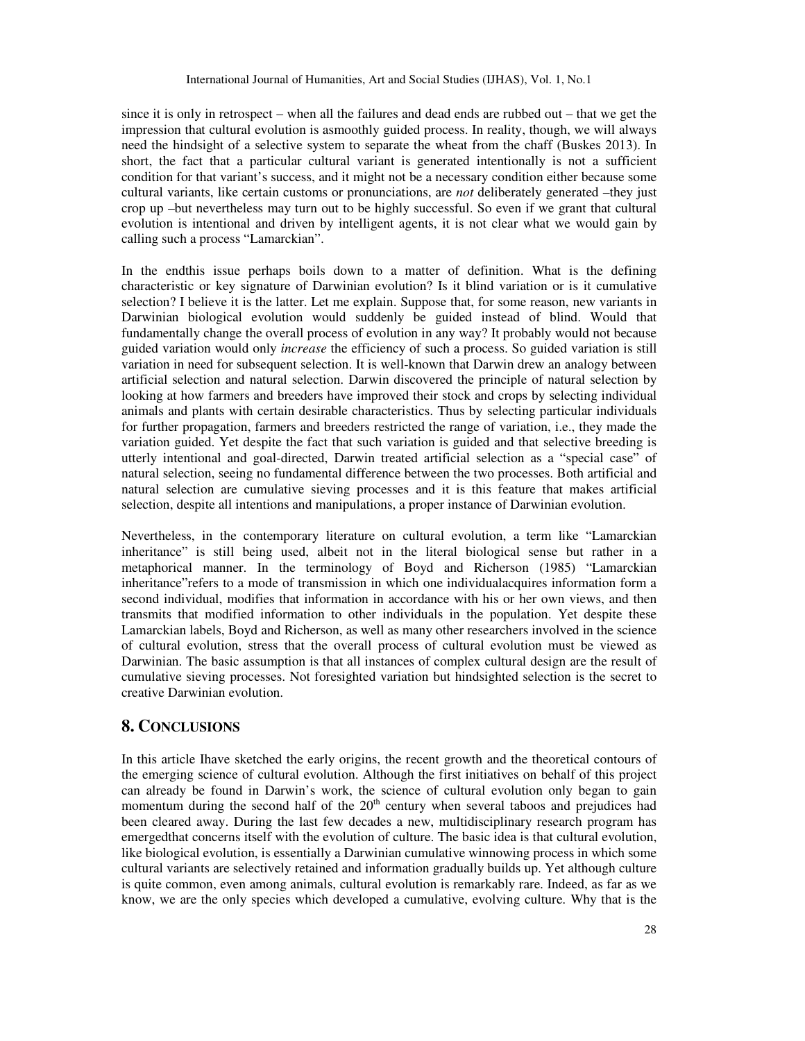since it is only in retrospect – when all the failures and dead ends are rubbed out – that we get the impression that cultural evolution is asmoothly guided process. In reality, though, we will always need the hindsight of a selective system to separate the wheat from the chaff (Buskes 2013). In short, the fact that a particular cultural variant is generated intentionally is not a sufficient condition for that variant's success, and it might not be a necessary condition either because some cultural variants, like certain customs or pronunciations, are *not* deliberately generated –they just crop up –but nevertheless may turn out to be highly successful. So even if we grant that cultural evolution is intentional and driven by intelligent agents, it is not clear what we would gain by calling such a process "Lamarckian".

In the endthis issue perhaps boils down to a matter of definition. What is the defining characteristic or key signature of Darwinian evolution? Is it blind variation or is it cumulative selection? I believe it is the latter. Let me explain. Suppose that, for some reason, new variants in Darwinian biological evolution would suddenly be guided instead of blind. Would that fundamentally change the overall process of evolution in any way? It probably would not because guided variation would only *increase* the efficiency of such a process. So guided variation is still variation in need for subsequent selection. It is well-known that Darwin drew an analogy between artificial selection and natural selection. Darwin discovered the principle of natural selection by looking at how farmers and breeders have improved their stock and crops by selecting individual animals and plants with certain desirable characteristics. Thus by selecting particular individuals for further propagation, farmers and breeders restricted the range of variation, i.e., they made the variation guided. Yet despite the fact that such variation is guided and that selective breeding is utterly intentional and goal-directed, Darwin treated artificial selection as a "special case" of natural selection, seeing no fundamental difference between the two processes. Both artificial and natural selection are cumulative sieving processes and it is this feature that makes artificial selection, despite all intentions and manipulations, a proper instance of Darwinian evolution.

Nevertheless, in the contemporary literature on cultural evolution, a term like "Lamarckian inheritance" is still being used, albeit not in the literal biological sense but rather in a metaphorical manner. In the terminology of Boyd and Richerson (1985) "Lamarckian inheritance"refers to a mode of transmission in which one individualacquires information form a second individual, modifies that information in accordance with his or her own views, and then transmits that modified information to other individuals in the population. Yet despite these Lamarckian labels, Boyd and Richerson, as well as many other researchers involved in the science of cultural evolution, stress that the overall process of cultural evolution must be viewed as Darwinian. The basic assumption is that all instances of complex cultural design are the result of cumulative sieving processes. Not foresighted variation but hindsighted selection is the secret to creative Darwinian evolution.

## 8. CONCLUSIONS

In this article Ihave sketched the early origins, the recent growth and the theoretical contours of the emerging science of cultural evolution. Although the first initiatives on behalf of this project can already be found in Darwin's work, the science of cultural evolution only began to gain momentum during the second half of the 20th century when several taboos and prejudices had been cleared away. During the last few decades a new, multidisciplinary research program has emergedthat concerns itself with the evolution of culture. The basic idea is that cultural evolution, like biological evolution, is essentially a Darwinian cumulative winnowing process in which some cultural variants are selectively retained and information gradually builds up. Yet although culture is quite common, even among animals, cultural evolution is remarkably rare. Indeed, as far as we know, we are the only species which developed a cumulative, evolving culture. Why that is the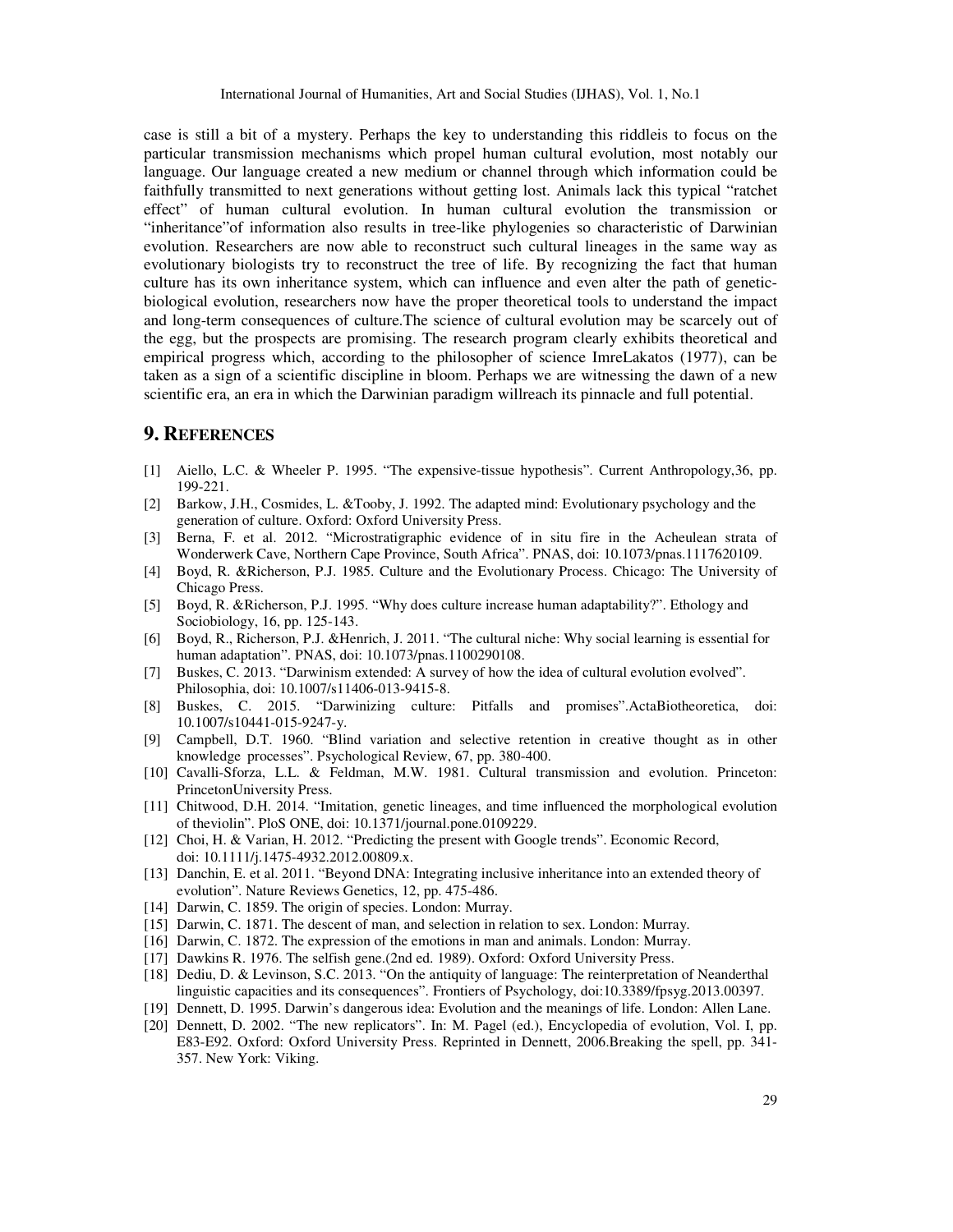case is still a bit of a mystery. Perhaps the key to understanding this riddleis to focus on the particular transmission mechanisms which propel human cultural evolution, most notably our language. Our language created a new medium or channel through which information could be faithfully transmitted to next generations without getting lost. Animals lack this typical "ratchet effect" of human cultural evolution. In human cultural evolution the transmission or "inheritance"of information also results in tree-like phylogenies so characteristic of Darwinian evolution. Researchers are now able to reconstruct such cultural lineages in the same way as evolutionary biologists try to reconstruct the tree of life. By recognizing the fact that human culture has its own inheritance system, which can influence and even alter the path of genetic-biological evolution, researchers now have the proper theoretical tools to understand the impact and long-term consequences of culture.The science of cultural evolution may be scarcely out of the egg, but the prospects are promising. The research program clearly exhibits theoretical and empirical progress which, according to the philosopher of science ImreLakatos (1977), can be taken as a sign of a scientific discipline in bloom. Perhaps we are witnessing the dawn of a new scientific era, an era in which the Darwinian paradigm willreach its pinnacle and full potential.

## 9. REFERENCES

[1] Aiello, L.C. & Wheeler P. 1995. "The expensive-tissue hypothesis". Current Anthropology,36, pp. 199-221.

[2] Barkow, J.H., Cosmides, L. &Tooby, J. 1992. The adapted mind: Evolutionary psychology and the generation of culture. Oxford: Oxford University Press.

[3] Berna, F. et al. 2012. "Microstratigraphic evidence of in situ fire in the Acheulean strata of Wonderwerk Cave, Northern Cape Province, South Africa". PNAS, doi: 10.1073/pnas.1117620109.

[4] Boyd, R. &Richerson, P.J. 1985. Culture and the Evolutionary Process. Chicago: The University of Chicago Press.

[5] Boyd, R. &Richerson, P.J. 1995. "Why does culture increase human adaptability?". Ethology and Sociobiology, 16, pp. 125-143.

[6] Boyd, R., Richerson, P.J. &Henrich, J. 2011. "The cultural niche: Why social learning is essential for human adaptation". PNAS, doi: 10.1073/pnas.1100290108.

[7] Buskes, C. 2013. "Darwinism extended: A survey of how the idea of cultural evolution evolved". Philosophia, doi: 10.1007/s11406-013-9415-8.

[8] Buskes, C. 2015. "Darwinizing culture: Pitfalls and promises".ActaBiotheoretica, doi: 10.1007/s10441-015-9247-y.

[9] Campbell, D.T. 1960. "Blind variation and selective retention in creative thought as in other knowledge processes". Psychological Review, 67, pp. 380-400.

[10] Cavalli-Sforza, L.L. & Feldman, M.W. 1981. Cultural transmission and evolution. Princeton: PrincetonUniversity Press.

[11] Chitwood, D.H. 2014. "Imitation, genetic lineages, and time influenced the morphological evolution of theviolin". PloS ONE, doi: 10.1371/journal.pone.0109229.

[12] Choi, H. & Varian, H. 2012. "Predicting the present with Google trends". Economic Record, doi: 10.1111/j.1475-4932.2012.00809.x.

[13] Danchin, E. et al. 2011. "Beyond DNA: Integrating inclusive inheritance into an extended theory of evolution". Nature Reviews Genetics, 12, pp. 475-486.

[14] Darwin, C. 1859. The origin of species. London: Murray.

[15] Darwin, C. 1871. The descent of man, and selection in relation to sex. London: Murray.

[16] Darwin, C. 1872. The expression of the emotions in man and animals. London: Murray.

[17] Dawkins R. 1976. The selfish gene.(2nd ed. 1989). Oxford: Oxford University Press.

[18] Dediu, D. & Levinson, S.C. 2013. "On the antiquity of language: The reinterpretation of Neanderthal linguistic capacities and its consequences". Frontiers of Psychology, doi:10.3389/fpsyg.2013.00397.

[19] Dennett, D. 1995. Darwin's dangerous idea: Evolution and the meanings of life. London: Allen Lane.

[20] Dennett, D. 2002. "The new replicators". In: M. Pagel (ed.), Encyclopedia of evolution, Vol. I, pp. E83-E92. Oxford: Oxford University Press. Reprinted in Dennett, 2006.Breaking the spell, pp. 341-357. New York: Viking.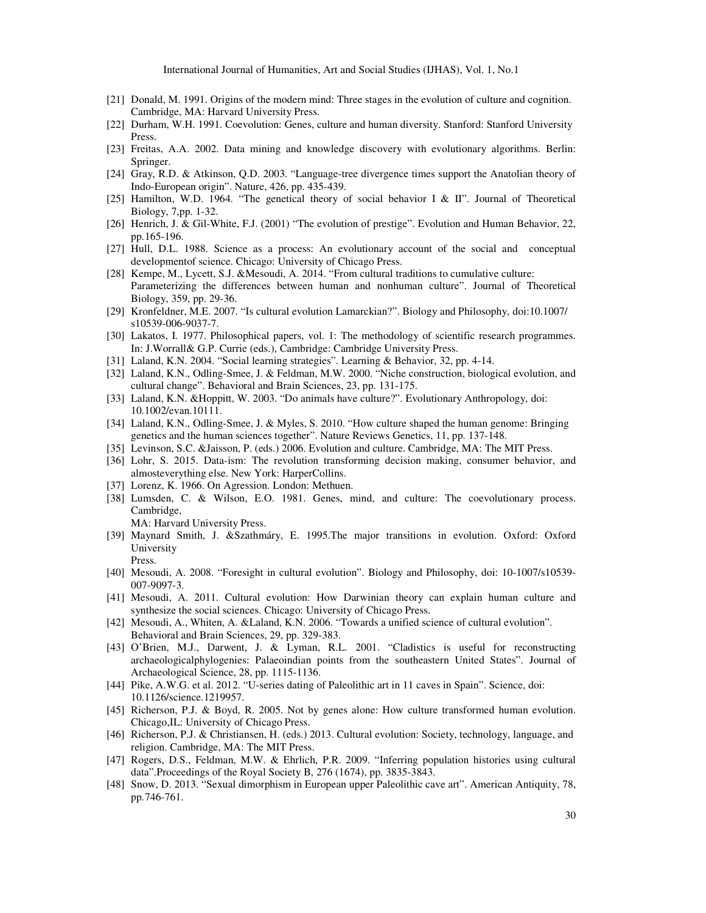[21] Donald, M. 1991. Origins of the modern mind: Three stages in the evolution of culture and cognition. Cambridge, MA: Harvard University Press.

[22] Durham, W.H. 1991. Coevolution: Genes, culture and human diversity. Stanford: Stanford University Press.

[23] Freitas, A.A. 2002. Data mining and knowledge discovery with evolutionary algorithms. Berlin: Springer.

[24] Gray, R.D. & Atkinson, Q.D. 2003. "Language-tree divergence times support the Anatolian theory of Indo-European origin". Nature, 426, pp. 435-439.

[25] Hamilton, W.D. 1964. "The genetical theory of social behavior I & II". Journal of Theoretical Biology, 7,pp. 1-32.

[26] Henrich, J. & Gil-White, F.J. (2001) "The evolution of prestige". Evolution and Human Behavior, 22, pp.165-196.

[27] Hull, D.L. 1988. Science as a process: An evolutionary account of the social and conceptual developmentof science. Chicago: University of Chicago Press.

[28] Kempe, M., Lycett, S.J. &Mesoudi, A. 2014. "From cultural traditions to cumulative culture: Parameterizing the differences between human and nonhuman culture". Journal of Theoretical Biology, 359, pp. 29-36.

[29] Kronfeldner, M.E. 2007. "Is cultural evolution Lamarckian?". Biology and Philosophy, doi:10.1007/ s10539-006-9037-7.

[30] Lakatos, I. 1977. Philosophical papers, vol. 1: The methodology of scientific research programmes. In: J.Worrall& G.P. Currie (eds.), Cambridge: Cambridge University Press.

[31] Laland, K.N. 2004. "Social learning strategies". Learning & Behavior, 32, pp. 4-14.

[32] Laland, K.N., Odling-Smee, J. & Feldman, M.W. 2000. "Niche construction, biological evolution, and cultural change". Behavioral and Brain Sciences, 23, pp. 131-175.

[33] Laland, K.N. &Hoppitt, W. 2003. "Do animals have culture?". Evolutionary Anthropology, doi: 10.1002/evan.10111.

[34] Laland, K.N., Odling-Smee, J. & Myles, S. 2010. "How culture shaped the human genome: Bringing genetics and the human sciences together". Nature Reviews Genetics, 11, pp. 137-148.

[35] Levinson, S.C. &Jaisson, P. (eds.) 2006. Evolution and culture. Cambridge, MA: The MIT Press.

[36] Lohr, S. 2015. Data-ism: The revolution transforming decision making, consumer behavior, and almosteverything else. New York: HarperCollins.

[37] Lorenz, K. 1966. On Agression. London: Methuen.

[38] Lumsden, C. & Wilson, E.O. 1981. Genes, mind, and culture: The coevolutionary process. Cambridge, MA: Harvard University Press.

[39] Maynard Smith, J. &Szathmáry, E. 1995.The major transitions in evolution. Oxford: Oxford University Press.

[40] Mesoudi, A. 2008. "Foresight in cultural evolution". Biology and Philosophy, doi: 10-1007/s10539-007-9097-3.

[41] Mesoudi, A. 2011. Cultural evolution: How Darwinian theory can explain human culture and synthesize the social sciences. Chicago: University of Chicago Press.

[42] Mesoudi, A., Whiten, A. &Laland, K.N. 2006. "Towards a unified science of cultural evolution". Behavioral and Brain Sciences, 29, pp. 329-383.

[43] O'Brien, M.J., Darwent, J. & Lyman, R.L. 2001. "Cladistics is useful for reconstructing archaeologicalphylogenies: Palaeoindian points from the southeastern United States". Journal of Archaeological Science, 28, pp. 1115-1136.

[44] Pike, A.W.G. et al. 2012. "U-series dating of Paleolithic art in 11 caves in Spain". Science, doi: 10.1126/science.1219957.

[45] Richerson, P.J. & Boyd, R. 2005. Not by genes alone: How culture transformed human evolution. Chicago,IL: University of Chicago Press.

[46] Richerson, P.J. & Christiansen, H. (eds.) 2013. Cultural evolution: Society, technology, language, and religion. Cambridge, MA: The MIT Press.

[47] Rogers, D.S., Feldman, M.W. & Ehrlich, P.R. 2009. "Inferring population histories using cultural data".Proceedings of the Royal Society B, 276 (1674), pp. 3835-3843.

[48] Snow, D. 2013. "Sexual dimorphism in European upper Paleolithic cave art". American Antiquity, 78, pp.746-761.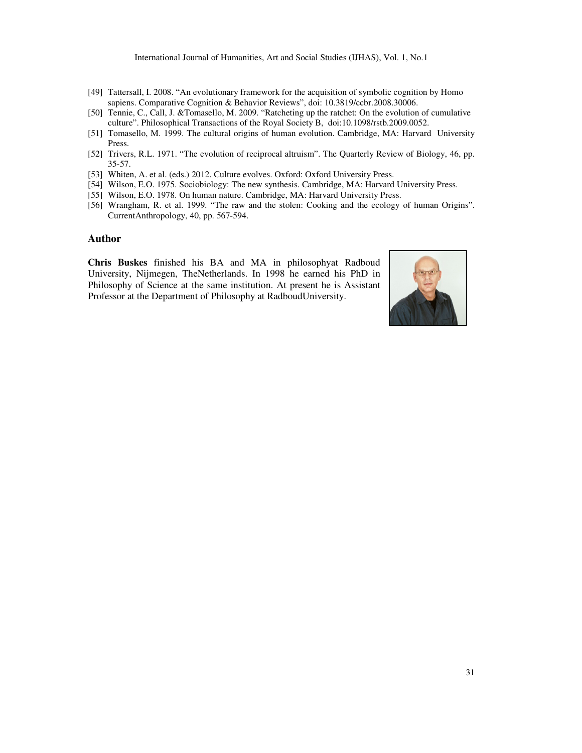[49] Tattersall, I. 2008. "An evolutionary framework for the acquisition of symbolic cognition by Homo sapiens. Comparative Cognition & Behavior Reviews", doi: 10.3819/ccbr.2008.30006.

[50] Tennie, C., Call, J. &Tomasello, M. 2009. "Ratcheting up the ratchet: On the evolution of cumulative culture". Philosophical Transactions of the Royal Society B, doi:10.1098/rstb.2009.0052.

[51] Tomasello, M. 1999. The cultural origins of human evolution. Cambridge, MA: Harvard University Press.

[52] Trivers, R.L. 1971. "The evolution of reciprocal altruism". The Quarterly Review of Biology, 46, pp. 35-57.

[53] Whiten, A. et al. (eds.) 2012. Culture evolves. Oxford: Oxford University Press.

[54] Wilson, E.O. 1975. Sociobiology: The new synthesis. Cambridge, MA: Harvard University Press.

[55] Wilson, E.O. 1978. On human nature. Cambridge, MA: Harvard University Press.

[56] Wrangham, R. et al. 1999. "The raw and the stolen: Cooking and the ecology of human Origins". CurrentAnthropology, 40, pp. 567-594.

## Author

**Chris Buskes** finished his BA and MA in philosophyat Radboud University, Nijmegen, TheNetherlands. In 1998 he earned his PhD in Philosophy of Science at the same institution. At present he is Assistant Professor at the Department of Philosophy at RadboudUniversity.